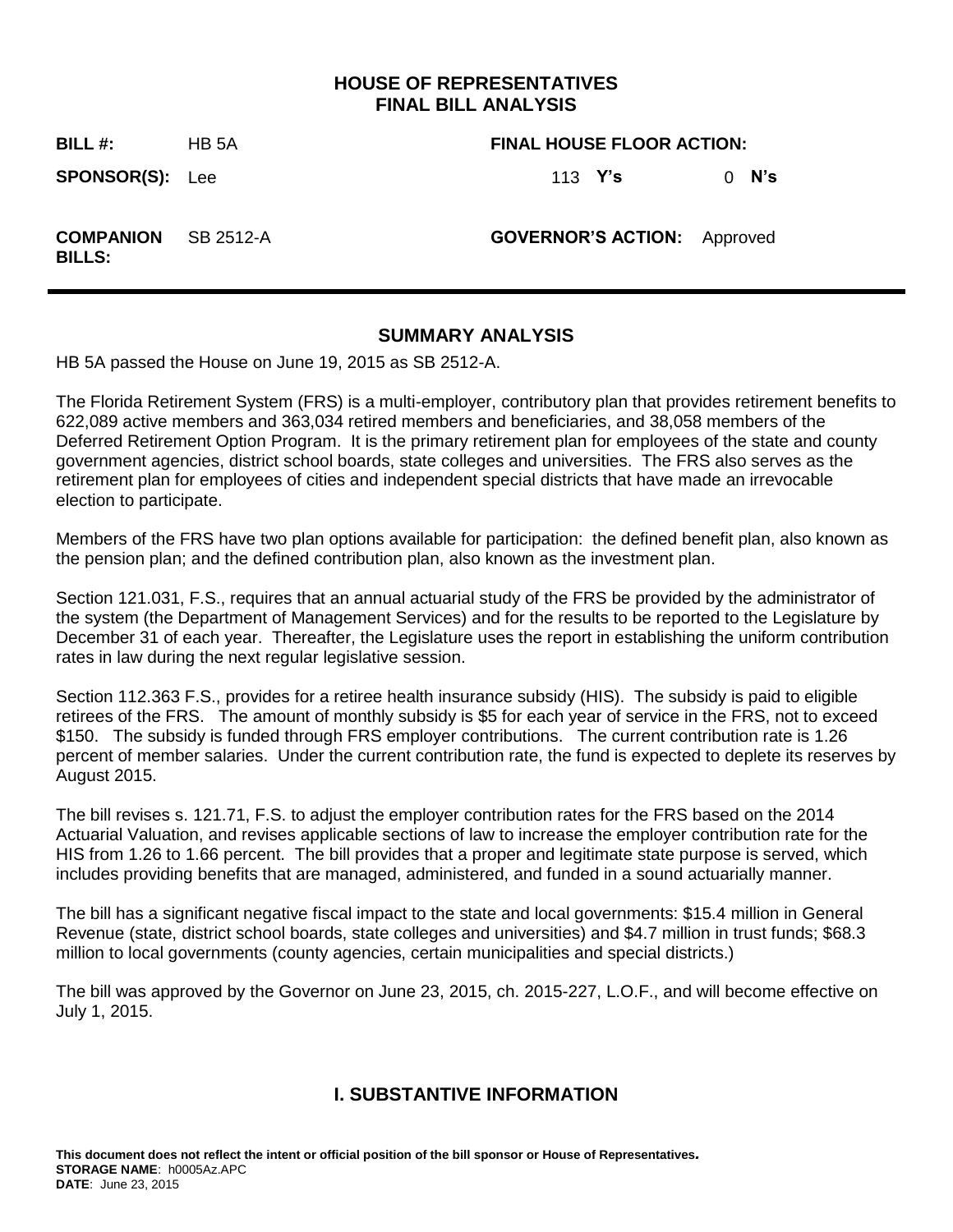# HOUSE OF REPRESENTATIVES
# FINAL BILL ANALYSIS

| | | | |
|---|---|---|---|
| **BILL #:** | HB 5A | **FINAL HOUSE FLOOR ACTION:** | |
| **SPONSOR(S):** | Lee | 113 **Y's** | 0 **N's** |
| **COMPANION BILLS:** | SB 2512-A | **GOVERNOR'S ACTION:** | Approved |

## SUMMARY ANALYSIS

HB 5A passed the House on June 19, 2015 as SB 2512-A.

The Florida Retirement System (FRS) is a multi-employer, contributory plan that provides retirement benefits to 622,089 active members and 363,034 retired members and beneficiaries, and 38,058 members of the Deferred Retirement Option Program. It is the primary retirement plan for employees of the state and county government agencies, district school boards, state colleges and universities. The FRS also serves as the retirement plan for employees of cities and independent special districts that have made an irrevocable election to participate.

Members of the FRS have two plan options available for participation: the defined benefit plan, also known as the pension plan; and the defined contribution plan, also known as the investment plan.

Section 121.031, F.S., requires that an annual actuarial study of the FRS be provided by the administrator of the system (the Department of Management Services) and for the results to be reported to the Legislature by December 31 of each year. Thereafter, the Legislature uses the report in establishing the uniform contribution rates in law during the next regular legislative session.

Section 112.363 F.S., provides for a retiree health insurance subsidy (HIS). The subsidy is paid to eligible retirees of the FRS. The amount of monthly subsidy is $5 for each year of service in the FRS, not to exceed $150. The subsidy is funded through FRS employer contributions. The current contribution rate is 1.26 percent of member salaries. Under the current contribution rate, the fund is expected to deplete its reserves by August 2015.

The bill revises s. 121.71, F.S. to adjust the employer contribution rates for the FRS based on the 2014 Actuarial Valuation, and revises applicable sections of law to increase the employer contribution rate for the HIS from 1.26 to 1.66 percent. The bill provides that a proper and legitimate state purpose is served, which includes providing benefits that are managed, administered, and funded in a sound actuarially manner.

The bill has a significant negative fiscal impact to the state and local governments: $15.4 million in General Revenue (state, district school boards, state colleges and universities) and $4.7 million in trust funds; $68.3 million to local governments (county agencies, certain municipalities and special districts.)

The bill was approved by the Governor on June 23, 2015, ch. 2015-227, L.O.F., and will become effective on July 1, 2015.

## I. SUBSTANTIVE INFORMATION

**This document does not reflect the intent or official position of the bill sponsor or House of Representatives.**
**STORAGE NAME**: h0005Az.APC
**DATE**: June 23, 2015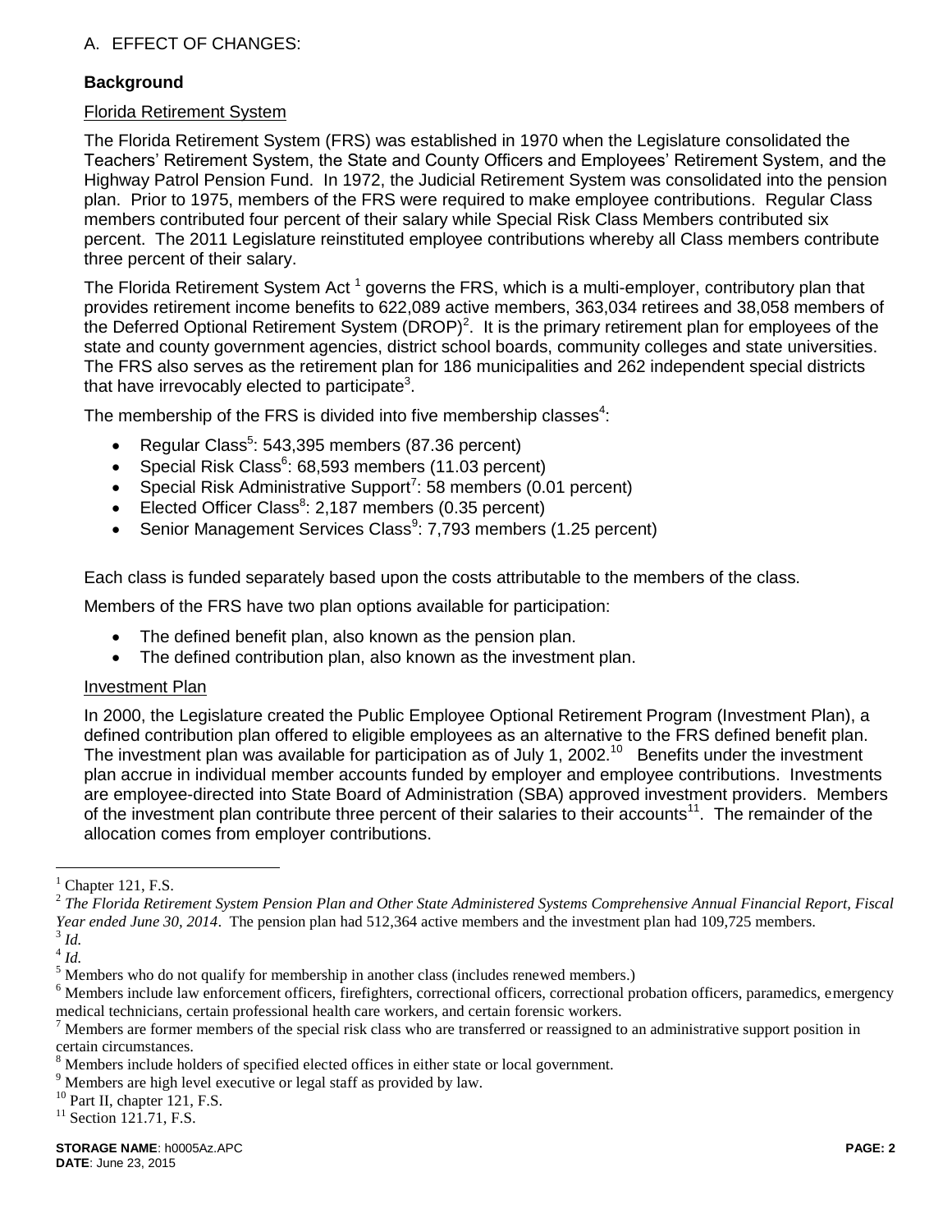A. EFFECT OF CHANGES:

**Background**

Florida Retirement System

The Florida Retirement System (FRS) was established in 1970 when the Legislature consolidated the Teachers' Retirement System, the State and County Officers and Employees' Retirement System, and the Highway Patrol Pension Fund. In 1972, the Judicial Retirement System was consolidated into the pension plan. Prior to 1975, members of the FRS were required to make employee contributions. Regular Class members contributed four percent of their salary while Special Risk Class Members contributed six percent. The 2011 Legislature reinstituted employee contributions whereby all Class members contribute three percent of their salary.

The Florida Retirement System Act [1] governs the FRS, which is a multi-employer, contributory plan that provides retirement income benefits to 622,089 active members, 363,034 retirees and 38,058 members of the Deferred Optional Retirement System (DROP)[2]. It is the primary retirement plan for employees of the state and county government agencies, district school boards, community colleges and state universities. The FRS also serves as the retirement plan for 186 municipalities and 262 independent special districts that have irrevocably elected to participate[3].

The membership of the FRS is divided into five membership classes[4]:

- Regular Class[5]: 543,395 members (87.36 percent)
- Special Risk Class[6]: 68,593 members (11.03 percent)
- Special Risk Administrative Support[7]: 58 members (0.01 percent)
- Elected Officer Class[8]: 2,187 members (0.35 percent)
- Senior Management Services Class[9]: 7,793 members (1.25 percent)

Each class is funded separately based upon the costs attributable to the members of the class.

Members of the FRS have two plan options available for participation:

- The defined benefit plan, also known as the pension plan.
- The defined contribution plan, also known as the investment plan.

Investment Plan

In 2000, the Legislature created the Public Employee Optional Retirement Program (Investment Plan), a defined contribution plan offered to eligible employees as an alternative to the FRS defined benefit plan. The investment plan was available for participation as of July 1, 2002.[10] Benefits under the investment plan accrue in individual member accounts funded by employer and employee contributions. Investments are employee-directed into State Board of Administration (SBA) approved investment providers. Members of the investment plan contribute three percent of their salaries to their accounts[11]. The remainder of the allocation comes from employer contributions.

---

[1] Chapter 121, F.S.

[2] *The Florida Retirement System Pension Plan and Other State Administered Systems Comprehensive Annual Financial Report, Fiscal Year ended June 30, 2014*. The pension plan had 512,364 active members and the investment plan had 109,725 members.

[3] *Id.*

[4] *Id.*

[5] Members who do not qualify for membership in another class (includes renewed members.)

[6] Members include law enforcement officers, firefighters, correctional officers, correctional probation officers, paramedics, emergency medical technicians, certain professional health care workers, and certain forensic workers.

[7] Members are former members of the special risk class who are transferred or reassigned to an administrative support position in certain circumstances.

[8] Members include holders of specified elected offices in either state or local government.

[9] Members are high level executive or legal staff as provided by law.

[10] Part II, chapter 121, F.S.

[11] Section 121.71, F.S.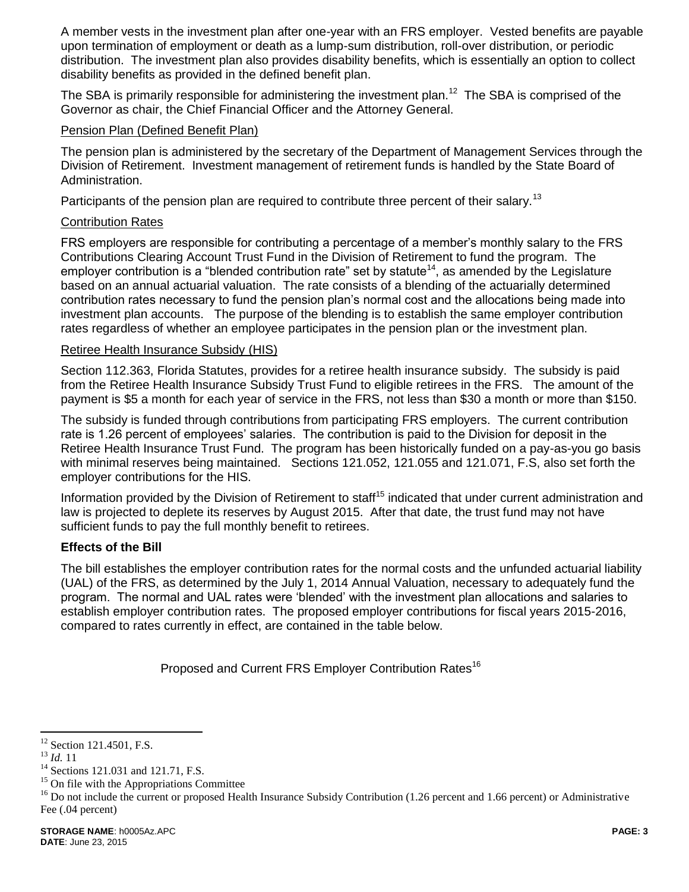A member vests in the investment plan after one-year with an FRS employer. Vested benefits are payable upon termination of employment or death as a lump-sum distribution, roll-over distribution, or periodic distribution. The investment plan also provides disability benefits, which is essentially an option to collect disability benefits as provided in the defined benefit plan.

The SBA is primarily responsible for administering the investment plan.[12] The SBA is comprised of the Governor as chair, the Chief Financial Officer and the Attorney General.

Pension Plan (Defined Benefit Plan)

The pension plan is administered by the secretary of the Department of Management Services through the Division of Retirement. Investment management of retirement funds is handled by the State Board of Administration.

Participants of the pension plan are required to contribute three percent of their salary.[13]

Contribution Rates

FRS employers are responsible for contributing a percentage of a member's monthly salary to the FRS Contributions Clearing Account Trust Fund in the Division of Retirement to fund the program. The employer contribution is a "blended contribution rate" set by statute[14], as amended by the Legislature based on an annual actuarial valuation. The rate consists of a blending of the actuarially determined contribution rates necessary to fund the pension plan's normal cost and the allocations being made into investment plan accounts. The purpose of the blending is to establish the same employer contribution rates regardless of whether an employee participates in the pension plan or the investment plan.

Retiree Health Insurance Subsidy (HIS)

Section 112.363, Florida Statutes, provides for a retiree health insurance subsidy. The subsidy is paid from the Retiree Health Insurance Subsidy Trust Fund to eligible retirees in the FRS. The amount of the payment is $5 a month for each year of service in the FRS, not less than $30 a month or more than $150.

The subsidy is funded through contributions from participating FRS employers. The current contribution rate is 1.26 percent of employees' salaries. The contribution is paid to the Division for deposit in the Retiree Health Insurance Trust Fund. The program has been historically funded on a pay-as-you go basis with minimal reserves being maintained. Sections 121.052, 121.055 and 121.071, F.S, also set forth the employer contributions for the HIS.

Information provided by the Division of Retirement to staff[15] indicated that under current administration and law is projected to deplete its reserves by August 2015. After that date, the trust fund may not have sufficient funds to pay the full monthly benefit to retirees.

**Effects of the Bill**

The bill establishes the employer contribution rates for the normal costs and the unfunded actuarial liability (UAL) of the FRS, as determined by the July 1, 2014 Annual Valuation, necessary to adequately fund the program. The normal and UAL rates were 'blended' with the investment plan allocations and salaries to establish employer contribution rates. The proposed employer contributions for fiscal years 2015-2016, compared to rates currently in effect, are contained in the table below.

Proposed and Current FRS Employer Contribution Rates[16]

---

[12] Section 121.4501, F.S.

[13] *Id.* 11

[14] Sections 121.031 and 121.71, F.S.

[15] On file with the Appropriations Committee

[16] Do not include the current or proposed Health Insurance Subsidy Contribution (1.26 percent and 1.66 percent) or Administrative Fee (.04 percent)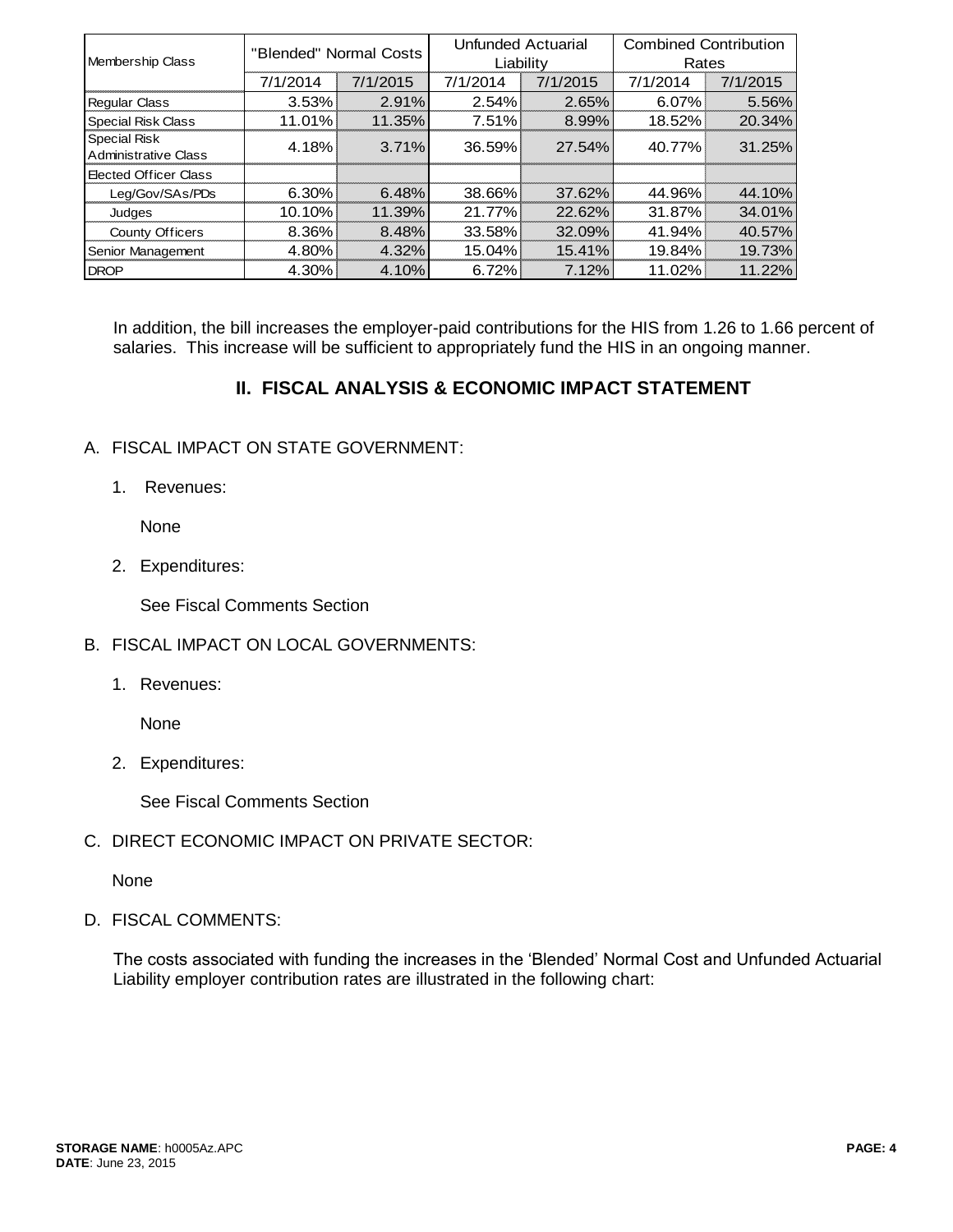| Membership Class | "Blended" Normal Costs | | Unfunded Actuarial Liability | | Combined Contribution Rates | |
|---|---|---|---|---|---|---|
| | 7/1/2014 | 7/1/2015 | 7/1/2014 | 7/1/2015 | 7/1/2014 | 7/1/2015 |
| Regular Class | 3.53% | 2.91% | 2.54% | 2.65% | 6.07% | 5.56% |
| Special Risk Class | 11.01% | 11.35% | 7.51% | 8.99% | 18.52% | 20.34% |
| Special Risk Administrative Class | 4.18% | 3.71% | 36.59% | 27.54% | 40.77% | 31.25% |
| Elected Officer Class | | | | | | |
| Leg/Gov/SAs/PDs | 6.30% | 6.48% | 38.66% | 37.62% | 44.96% | 44.10% |
| Judges | 10.10% | 11.39% | 21.77% | 22.62% | 31.87% | 34.01% |
| County Officers | 8.36% | 8.48% | 33.58% | 32.09% | 41.94% | 40.57% |
| Senior Management | 4.80% | 4.32% | 15.04% | 15.41% | 19.84% | 19.73% |
| DROP | 4.30% | 4.10% | 6.72% | 7.12% | 11.02% | 11.22% |

In addition, the bill increases the employer-paid contributions for the HIS from 1.26 to 1.66 percent of salaries. This increase will be sufficient to appropriately fund the HIS in an ongoing manner.

## II. FISCAL ANALYSIS & ECONOMIC IMPACT STATEMENT

A. FISCAL IMPACT ON STATE GOVERNMENT:

1. Revenues:

   None

2. Expenditures:

   See Fiscal Comments Section

B. FISCAL IMPACT ON LOCAL GOVERNMENTS:

1. Revenues:

   None

2. Expenditures:

   See Fiscal Comments Section

C. DIRECT ECONOMIC IMPACT ON PRIVATE SECTOR:

   None

D. FISCAL COMMENTS:

   The costs associated with funding the increases in the 'Blended' Normal Cost and Unfunded Actuarial Liability employer contribution rates are illustrated in the following chart: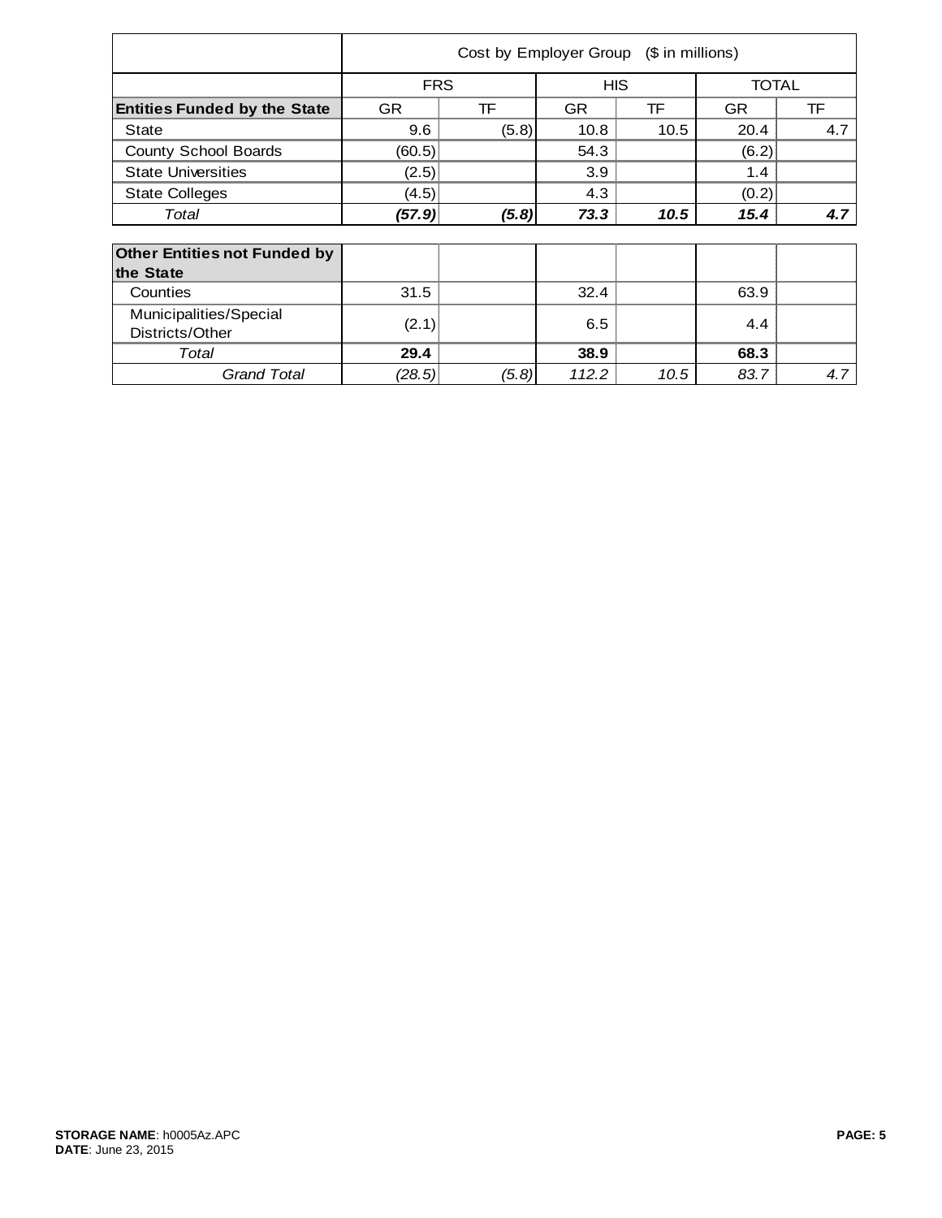| | Cost by Employer Group ($ in millions) | | | | | |
|---|---|---|---|---|---|---|
| | FRS | | HIS | | TOTAL | |
| **Entities Funded by the State** | GR | TF | GR | TF | GR | TF |
| State | 9.6 | (5.8) | 10.8 | 10.5 | 20.4 | 4.7 |
| County School Boards | (60.5) | | 54.3 | | (6.2) | |
| State Universities | (2.5) | | 3.9 | | 1.4 | |
| State Colleges | (4.5) | | 4.3 | | (0.2) | |
| *Total* | ***(57.9)*** | ***(5.8)*** | ***73.3*** | ***10.5*** | ***15.4*** | ***4.7*** |
| **Other Entities not Funded by the State** | | | | | | |
| Counties | 31.5 | | 32.4 | | 63.9 | |
| Municipalities/Special Districts/Other | (2.1) | | 6.5 | | 4.4 | |
| *Total* | **29.4** | | **38.9** | | **68.3** | |
| *Grand Total* | *(28.5)* | *(5.8)* | *112.2* | *10.5* | *83.7* | *4.7* |

**STORAGE NAME**: h0005Az.APC
**DATE**: June 23, 2015